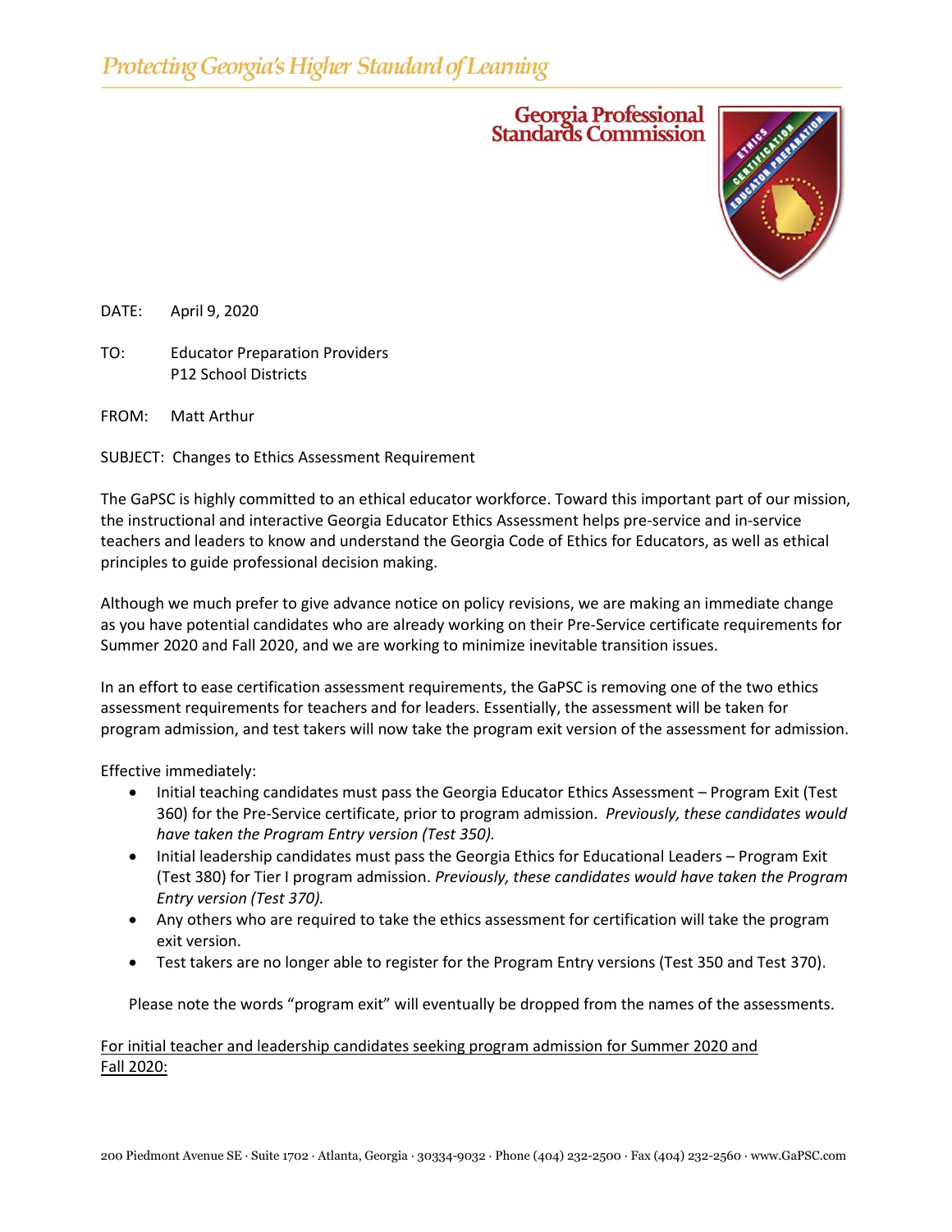*Protecting Georgia's Higher Standard of Learning*

**Georgia Professional Standards Commission**

DATE: April 9, 2020

TO: Educator Preparation Providers
P12 School Districts

FROM: Matt Arthur

SUBJECT: Changes to Ethics Assessment Requirement

The GaPSC is highly committed to an ethical educator workforce. Toward this important part of our mission, the instructional and interactive Georgia Educator Ethics Assessment helps pre-service and in-service teachers and leaders to know and understand the Georgia Code of Ethics for Educators, as well as ethical principles to guide professional decision making.

Although we much prefer to give advance notice on policy revisions, we are making an immediate change as you have potential candidates who are already working on their Pre-Service certificate requirements for Summer 2020 and Fall 2020, and we are working to minimize inevitable transition issues.

In an effort to ease certification assessment requirements, the GaPSC is removing one of the two ethics assessment requirements for teachers and for leaders. Essentially, the assessment will be taken for program admission, and test takers will now take the program exit version of the assessment for admission.

Effective immediately:

- Initial teaching candidates must pass the Georgia Educator Ethics Assessment – Program Exit (Test 360) for the Pre-Service certificate, prior to program admission. *Previously, these candidates would have taken the Program Entry version (Test 350).*
- Initial leadership candidates must pass the Georgia Ethics for Educational Leaders – Program Exit (Test 380) for Tier I program admission. *Previously, these candidates would have taken the Program Entry version (Test 370).*
- Any others who are required to take the ethics assessment for certification will take the program exit version.
- Test takers are no longer able to register for the Program Entry versions (Test 350 and Test 370).

Please note the words "program exit" will eventually be dropped from the names of the assessments.

<u>For initial teacher and leadership candidates seeking program admission for Summer 2020 and Fall 2020:</u>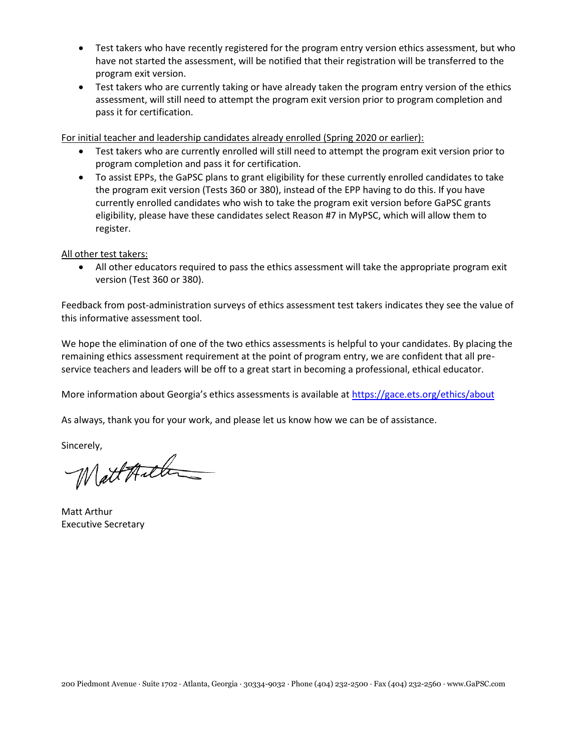- Test takers who have recently registered for the program entry version ethics assessment, but who have not started the assessment, will be notified that their registration will be transferred to the program exit version.
- Test takers who are currently taking or have already taken the program entry version of the ethics assessment, will still need to attempt the program exit version prior to program completion and pass it for certification.

For initial teacher and leadership candidates already enrolled (Spring 2020 or earlier):

- Test takers who are currently enrolled will still need to attempt the program exit version prior to program completion and pass it for certification.
- To assist EPPs, the GaPSC plans to grant eligibility for these currently enrolled candidates to take the program exit version (Tests 360 or 380), instead of the EPP having to do this. If you have currently enrolled candidates who wish to take the program exit version before GaPSC grants eligibility, please have these candidates select Reason #7 in MyPSC, which will allow them to register.

All other test takers:

- All other educators required to pass the ethics assessment will take the appropriate program exit version (Test 360 or 380).

Feedback from post-administration surveys of ethics assessment test takers indicates they see the value of this informative assessment tool.

We hope the elimination of one of the two ethics assessments is helpful to your candidates. By placing the remaining ethics assessment requirement at the point of program entry, we are confident that all pre-service teachers and leaders will be off to a great start in becoming a professional, ethical educator.

More information about Georgia's ethics assessments is available at https://gace.ets.org/ethics/about

As always, thank you for your work, and please let us know how we can be of assistance.

Sincerely,

Matt Arthur
Executive Secretary

200 Piedmont Avenue · Suite 1702 · Atlanta, Georgia · 30334-9032 · Phone (404) 232-2500 · Fax (404) 232-2560 · www.GaPSC.com